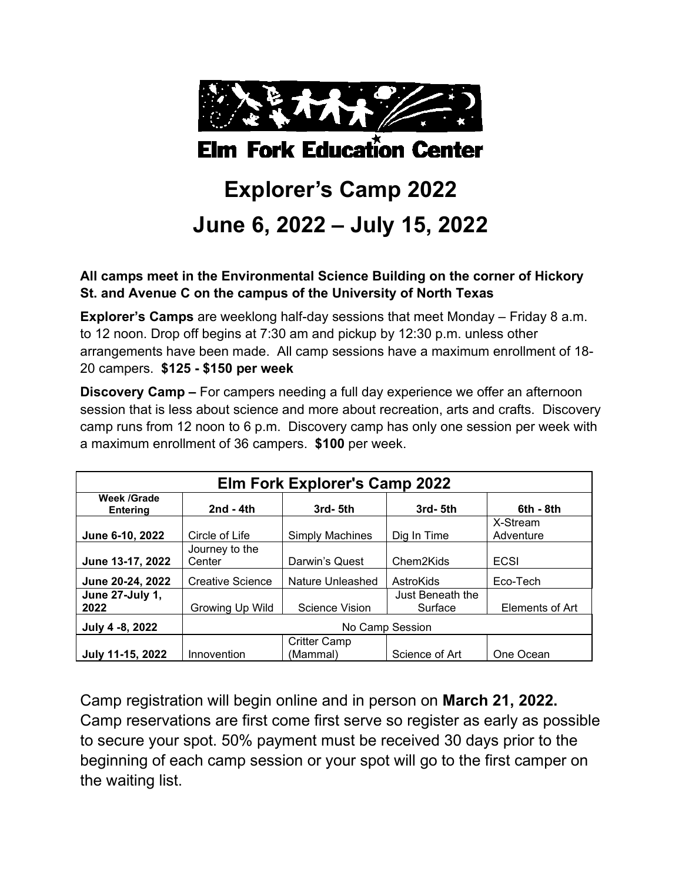# Elm Fork Education Center

# Explorer's Camp 2022

# June 6, 2022 – July 15, 2022

**All camps meet in the Environmental Science Building on the corner of Hickory St. and Avenue C on the campus of the University of North Texas**

**Explorer's Camps** are weeklong half-day sessions that meet Monday – Friday 8 a.m. to 12 noon. Drop off begins at 7:30 am and pickup by 12:30 p.m. unless other arrangements have been made. All camp sessions have a maximum enrollment of 18-20 campers. **$125 - $150 per week**

**Discovery Camp –** For campers needing a full day experience we offer an afternoon session that is less about science and more about recreation, arts and crafts. Discovery camp runs from 12 noon to 6 p.m. Discovery camp has only one session per week with a maximum enrollment of 36 campers. **$100** per week.

| Elm Fork Explorer's Camp 2022 | | | | |
|---|---|---|---|---|
| **Week /Grade Entering** | **2nd - 4th** | **3rd- 5th** | **3rd- 5th** | **6th - 8th** |
| **June 6-10, 2022** | Circle of Life | Simply Machines | Dig In Time | X-Stream Adventure |
| **June 13-17, 2022** | Journey to the Center | Darwin's Quest | Chem2Kids | ECSI |
| **June 20-24, 2022** | Creative Science | Nature Unleashed | AstroKids | Eco-Tech |
| **June 27-July 1, 2022** | Growing Up Wild | Science Vision | Just Beneath the Surface | Elements of Art |
| **July 4 -8, 2022** | No Camp Session | | | |
| **July 11-15, 2022** | Innovention | Critter Camp (Mammal) | Science of Art | One Ocean |

Camp registration will begin online and in person on **March 21, 2022.** Camp reservations are first come first serve so register as early as possible to secure your spot. 50% payment must be received 30 days prior to the beginning of each camp session or your spot will go to the first camper on the waiting list.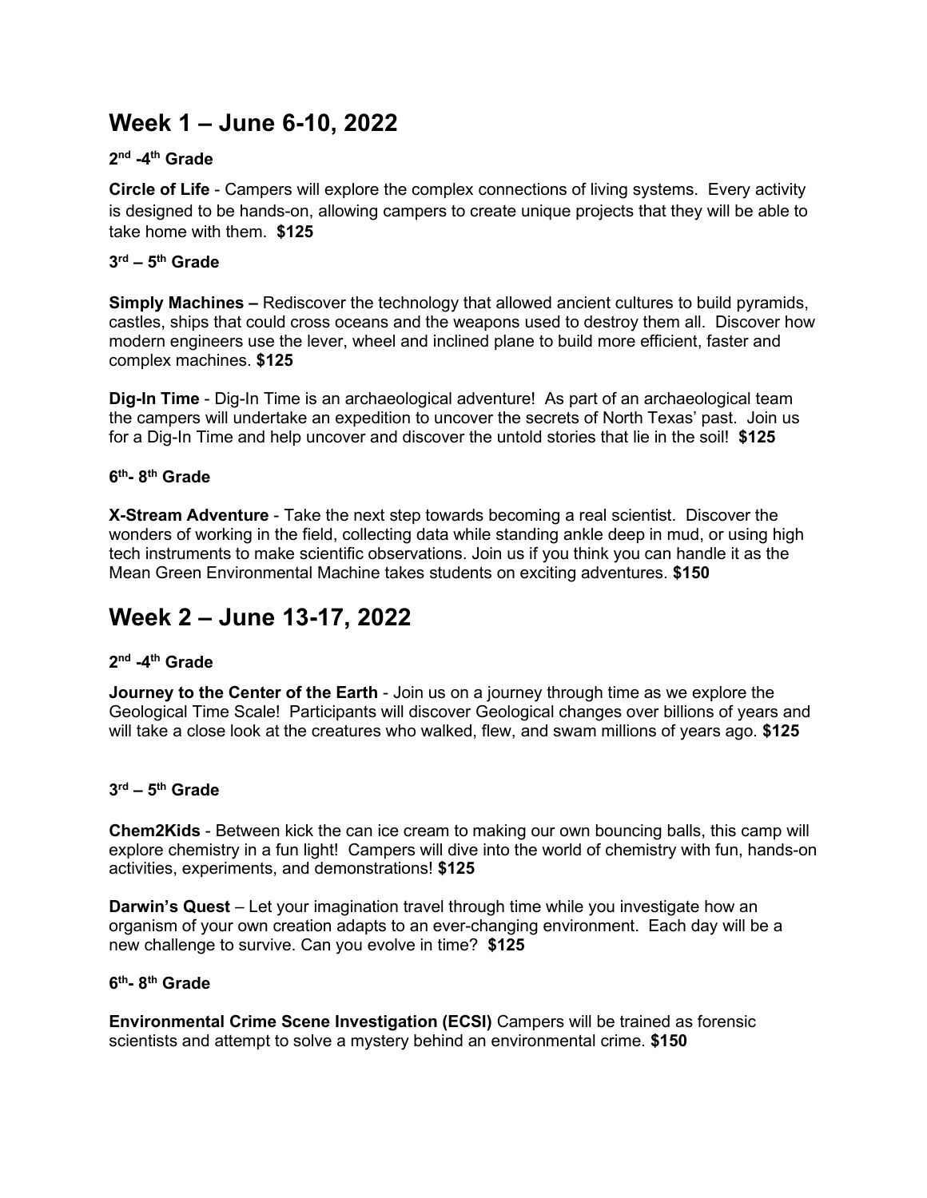## Week 1 – June 6-10, 2022

### 2nd -4th Grade

**Circle of Life** - Campers will explore the complex connections of living systems. Every activity is designed to be hands-on, allowing campers to create unique projects that they will be able to take home with them. **$125**

### 3rd – 5th Grade

**Simply Machines –** Rediscover the technology that allowed ancient cultures to build pyramids, castles, ships that could cross oceans and the weapons used to destroy them all. Discover how modern engineers use the lever, wheel and inclined plane to build more efficient, faster and complex machines. **$125**

**Dig-In Time** - Dig-In Time is an archaeological adventure! As part of an archaeological team the campers will undertake an expedition to uncover the secrets of North Texas' past. Join us for a Dig-In Time and help uncover and discover the untold stories that lie in the soil! **$125**

### 6th- 8th Grade

**X-Stream Adventure** - Take the next step towards becoming a real scientist. Discover the wonders of working in the field, collecting data while standing ankle deep in mud, or using high tech instruments to make scientific observations. Join us if you think you can handle it as the Mean Green Environmental Machine takes students on exciting adventures. **$150**

## Week 2 – June 13-17, 2022

### 2nd -4th Grade

**Journey to the Center of the Earth** - Join us on a journey through time as we explore the Geological Time Scale! Participants will discover Geological changes over billions of years and will take a close look at the creatures who walked, flew, and swam millions of years ago. **$125**

### 3rd – 5th Grade

**Chem2Kids** - Between kick the can ice cream to making our own bouncing balls, this camp will explore chemistry in a fun light! Campers will dive into the world of chemistry with fun, hands-on activities, experiments, and demonstrations! **$125**

**Darwin's Quest** – Let your imagination travel through time while you investigate how an organism of your own creation adapts to an ever-changing environment. Each day will be a new challenge to survive. Can you evolve in time? **$125**

### 6th- 8th Grade

**Environmental Crime Scene Investigation (ECSI)** Campers will be trained as forensic scientists and attempt to solve a mystery behind an environmental crime. **$150**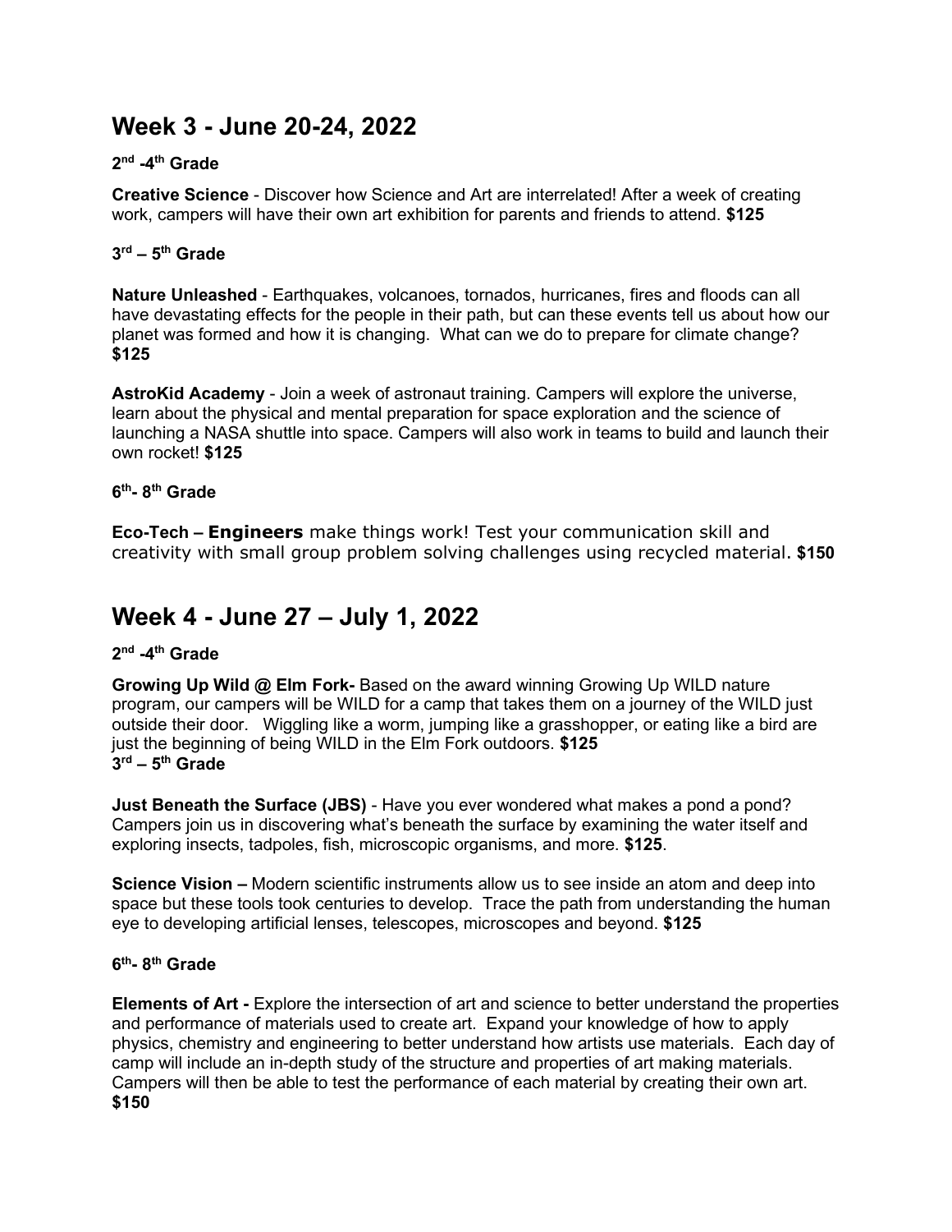## Week 3 - June 20-24, 2022

**2nd -4th Grade**

**Creative Science** - Discover how Science and Art are interrelated! After a week of creating work, campers will have their own art exhibition for parents and friends to attend. **$125**

**3rd – 5th Grade**

**Nature Unleashed** - Earthquakes, volcanoes, tornados, hurricanes, fires and floods can all have devastating effects for the people in their path, but can these events tell us about how our planet was formed and how it is changing. What can we do to prepare for climate change? **$125**

**AstroKid Academy** - Join a week of astronaut training. Campers will explore the universe, learn about the physical and mental preparation for space exploration and the science of launching a NASA shuttle into space. Campers will also work in teams to build and launch their own rocket! **$125**

**6th- 8th Grade**

**Eco-Tech – Engineers** make things work! Test your communication skill and creativity with small group problem solving challenges using recycled material. **$150**

## Week 4 - June 27 – July 1, 2022

**2nd -4th Grade**

**Growing Up Wild @ Elm Fork-** Based on the award winning Growing Up WILD nature program, our campers will be WILD for a camp that takes them on a journey of the WILD just outside their door. Wiggling like a worm, jumping like a grasshopper, or eating like a bird are just the beginning of being WILD in the Elm Fork outdoors. **$125**

**3rd – 5th Grade**

**Just Beneath the Surface (JBS)** - Have you ever wondered what makes a pond a pond? Campers join us in discovering what's beneath the surface by examining the water itself and exploring insects, tadpoles, fish, microscopic organisms, and more. **$125**.

**Science Vision –** Modern scientific instruments allow us to see inside an atom and deep into space but these tools took centuries to develop. Trace the path from understanding the human eye to developing artificial lenses, telescopes, microscopes and beyond. **$125**

**6th- 8th Grade**

**Elements of Art -** Explore the intersection of art and science to better understand the properties and performance of materials used to create art. Expand your knowledge of how to apply physics, chemistry and engineering to better understand how artists use materials. Each day of camp will include an in-depth study of the structure and properties of art making materials. Campers will then be able to test the performance of each material by creating their own art. **$150**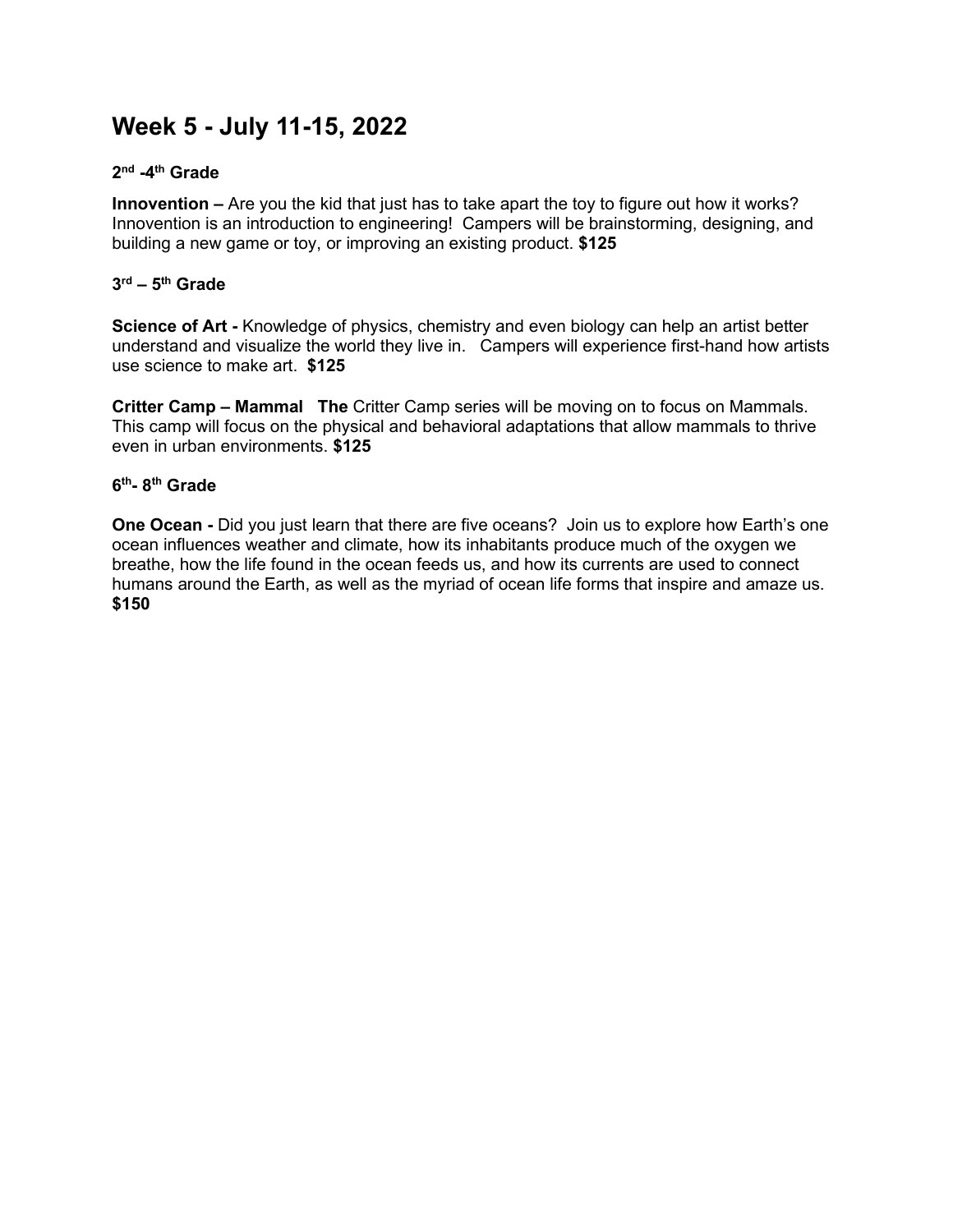## Week 5 - July 11-15, 2022

**2nd -4th Grade**

**Innovention –** Are you the kid that just has to take apart the toy to figure out how it works? Innovention is an introduction to engineering! Campers will be brainstorming, designing, and building a new game or toy, or improving an existing product. **$125**

**3rd – 5th Grade**

**Science of Art -** Knowledge of physics, chemistry and even biology can help an artist better understand and visualize the world they live in. Campers will experience first-hand how artists use science to make art. **$125**

**Critter Camp – Mammal The** Critter Camp series will be moving on to focus on Mammals. This camp will focus on the physical and behavioral adaptations that allow mammals to thrive even in urban environments. **$125**

**6th- 8th Grade**

**One Ocean -** Did you just learn that there are five oceans? Join us to explore how Earth's one ocean influences weather and climate, how its inhabitants produce much of the oxygen we breathe, how the life found in the ocean feeds us, and how its currents are used to connect humans around the Earth, as well as the myriad of ocean life forms that inspire and amaze us. **$150**